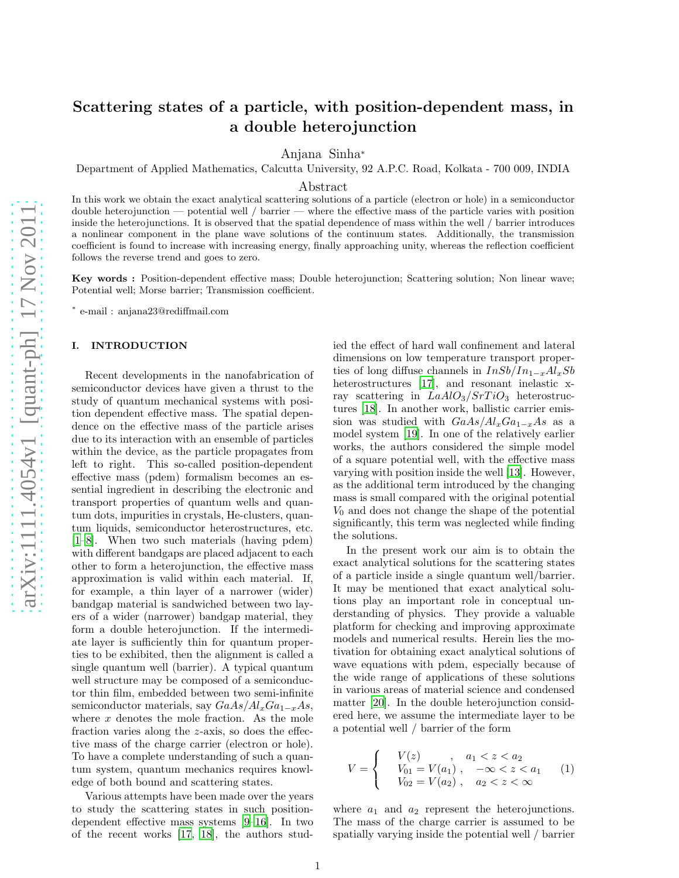# Scattering states of a particle, with position-dependent mass, in a double heterojunction

Anjana Sinha*

Department of Applied Mathematics, Calcutta University, 92 A.P.C. Road, Kolkata - 700 009, INDIA

## Abstract

In this work we obtain the exact analytical scattering solutions of a particle (electron or hole) in a semiconductor double heterojunction — potential well / barrier — where the effective mass of the particle varies with position inside the heterojunctions. It is observed that the spatial dependence of mass within the well / barrier introduces a nonlinear component in the plane wave solutions of the continuum states. Additionally, the transmission coefficient is found to increase with increasing energy, finally approaching unity, whereas the reflection coefficient follows the reverse trend and goes to zero.

**Key words :** Position-dependent effective mass; Double heterojunction; Scattering solution; Non linear wave; Potential well; Morse barrier; Transmission coefficient.

* e-mail : anjana23@rediffmail.com

## I. INTRODUCTION

Recent developments in the nanofabrication of semiconductor devices have given a thrust to the study of quantum mechanical systems with position dependent effective mass. The spatial dependence on the effective mass of the particle arises due to its interaction with an ensemble of particles within the device, as the particle propagates from left to right. This so-called position-dependent effective mass (pdem) formalism becomes an essential ingredient in describing the electronic and transport properties of quantum wells and quantum dots, impurities in crystals, He-clusters, quantum liquids, semiconductor heterostructures, etc. [1–8]. When two such materials (having pdem) with different bandgaps are placed adjacent to each other to form a heterojunction, the effective mass approximation is valid within each material. If, for example, a thin layer of a narrower (wider) bandgap material is sandwiched between two layers of a wider (narrower) bandgap material, they form a double heterojunction. If the intermediate layer is sufficiently thin for quantum properties to be exhibited, then the alignment is called a single quantum well (barrier). A typical quantum well structure may be composed of a semiconductor thin film, embedded between two semi-infinite semiconductor materials, say $GaAs/Al_xGa_{1-x}As$, where $x$ denotes the mole fraction. As the mole fraction varies along the $z$-axis, so does the effective mass of the charge carrier (electron or hole). To have a complete understanding of such a quantum system, quantum mechanics requires knowledge of both bound and scattering states.

Various attempts have been made over the years to study the scattering states in such position-dependent effective mass systems [9–16]. In two of the recent works [17, 18], the authors studied the effect of hard wall confinement and lateral dimensions on low temperature transport properties of long diffuse channels in $InSb/In_{1-x}Al_xSb$ heterostructures [17], and resonant inelastic x-ray scattering in $LaAlO_3/SrTiO_3$ heterostructures [18]. In another work, ballistic carrier emission was studied with $GaAs/Al_xGa_{1-x}As$ as a model system [19]. In one of the relatively earlier works, the authors considered the simple model of a square potential well, with the effective mass varying with position inside the well [13]. However, as the additional term introduced by the changing mass is small compared with the original potential $V_0$ and does not change the shape of the potential significantly, this term was neglected while finding the solutions.

In the present work our aim is to obtain the exact analytical solutions for the scattering states of a particle inside a single quantum well/barrier. It may be mentioned that exact analytical solutions play an important role in conceptual understanding of physics. They provide a valuable platform for checking and improving approximate models and numerical results. Herein lies the motivation for obtaining exact analytical solutions of wave equations with pdem, especially because of the wide range of applications of these solutions in various areas of material science and condensed matter [20]. In the double heterojunction considered here, we assume the intermediate layer to be a potential well / barrier of the form

$$V = \begin{cases} V(z) \quad , & a_1 < z < a_2 \\ V_{01} = V(a_1) \, , & -\infty < z < a_1 \\ V_{02} = V(a_2) \, , & a_2 < z < \infty \end{cases} \qquad (1)$$

where $a_1$ and $a_2$ represent the heterojunctions. The mass of the charge carrier is assumed to be spatially varying inside the potential well / barrier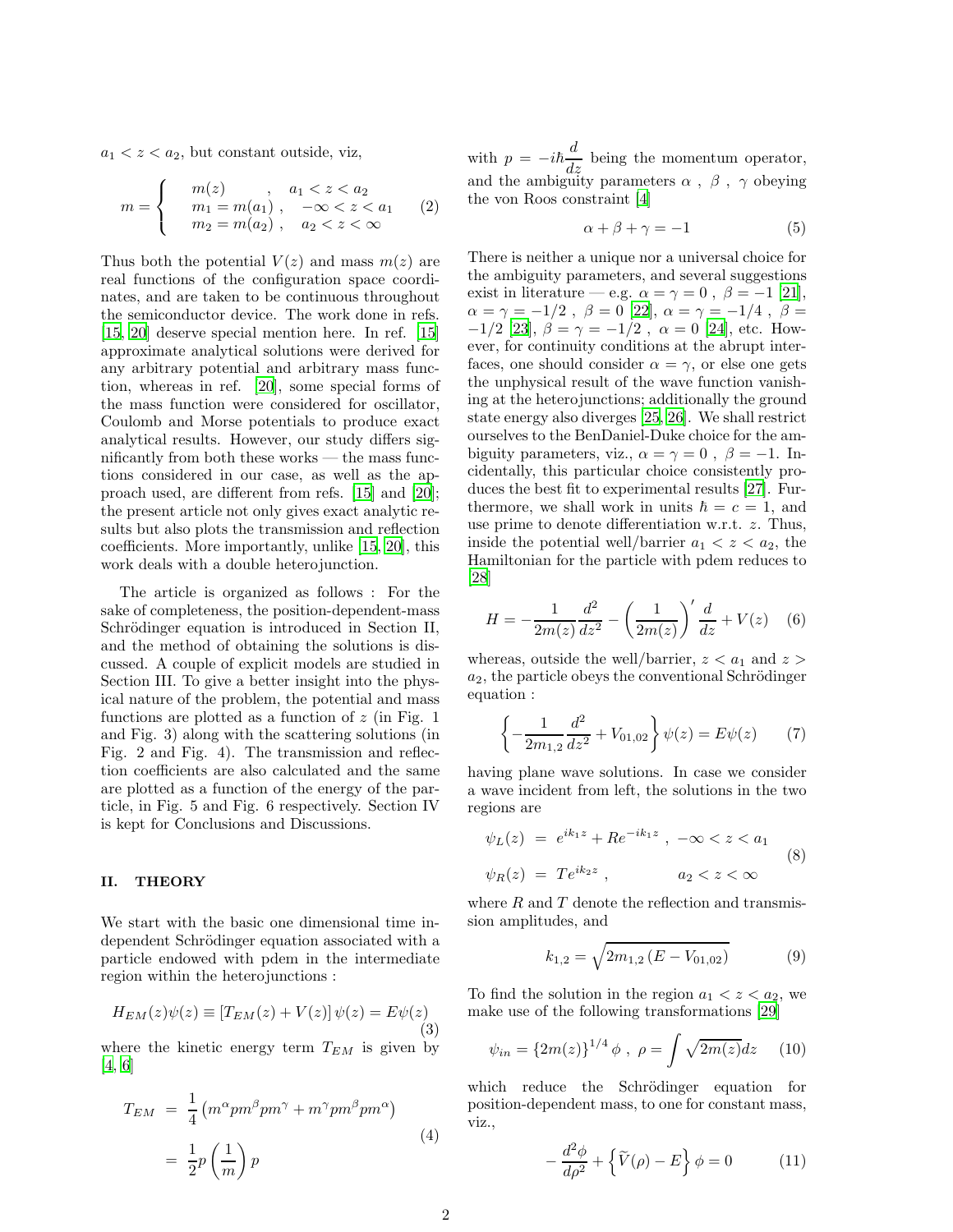$a_1 < z < a_2$, but constant outside, viz,

$$m = \begin{cases} m(z) & , \quad a_1 < z < a_2 \\ m_1 = m(a_1) \ , & -\infty < z < a_1 \\ m_2 = m(a_2) \ , & a_2 < z < \infty \end{cases} \qquad (2)$$

Thus both the potential $V(z)$ and mass $m(z)$ are real functions of the configuration space coordinates, and are taken to be continuous throughout the semiconductor device. The work done in refs. [15, 20] deserve special mention here. In ref. [15] approximate analytical solutions were derived for any arbitrary potential and arbitrary mass function, whereas in ref. [20], some special forms of the mass function were considered for oscillator, Coulomb and Morse potentials to produce exact analytical results. However, our study differs significantly from both these works — the mass functions considered in our case, as well as the approach used, are different from refs. [15] and [20]; the present article not only gives exact analytic results but also plots the transmission and reflection coefficients. More importantly, unlike [15, 20], this work deals with a double heterojunction.

The article is organized as follows : For the sake of completeness, the position-dependent-mass Schrödinger equation is introduced in Section II, and the method of obtaining the solutions is discussed. A couple of explicit models are studied in Section III. To give a better insight into the physical nature of the problem, the potential and mass functions are plotted as a function of $z$ (in Fig. 1 and Fig. 3) along with the scattering solutions (in Fig. 2 and Fig. 4). The transmission and reflection coefficients are also calculated and the same are plotted as a function of the energy of the particle, in Fig. 5 and Fig. 6 respectively. Section IV is kept for Conclusions and Discussions.

## II. THEORY

We start with the basic one dimensional time independent Schrödinger equation associated with a particle endowed with pdem in the intermediate region within the heterojunctions :

$$H_{EM}(z)\psi(z) \equiv \left[T_{EM}(z) + V(z)\right]\psi(z) = E\psi(z) \qquad (3)$$

where the kinetic energy term $T_{EM}$ is given by [4, 6]

$$\begin{aligned} T_{EM} &= \frac{1}{4}\left(m^\alpha p m^\beta p m^\gamma + m^\gamma p m^\beta p m^\alpha\right) \\ &= \frac{1}{2} p \left(\frac{1}{m}\right) p \end{aligned} \qquad (4)$$

with $p = -i\hbar \dfrac{d}{dz}$ being the momentum operator, and the ambiguity parameters $\alpha$ , $\beta$ , $\gamma$ obeying the von Roos constraint [4]

$$\alpha + \beta + \gamma = -1 \qquad (5)$$

There is neither a unique nor a universal choice for the ambiguity parameters, and several suggestions exist in literature — e.g. $\alpha = \gamma = 0$ , $\beta = -1$ [21], $\alpha = \gamma = -1/2$ , $\beta = 0$ [22], $\alpha = \gamma = -1/4$ , $\beta = -1/2$ [23], $\beta = \gamma = -1/2$ , $\alpha = 0$ [24], etc. However, for continuity conditions at the abrupt interfaces, one should consider $\alpha = \gamma$, or else one gets the unphysical result of the wave function vanishing at the heterojunctions; additionally the ground state energy also diverges [25, 26]. We shall restrict ourselves to the BenDaniel-Duke choice for the ambiguity parameters, viz., $\alpha = \gamma = 0$ , $\beta = -1$. Incidentally, this particular choice consistently produces the best fit to experimental results [27]. Furthermore, we shall work in units $\hbar = c = 1$, and use prime to denote differentiation w.r.t. $z$. Thus, inside the potential well/barrier $a_1 < z < a_2$, the Hamiltonian for the particle with pdem reduces to [28]

$$H = -\frac{1}{2m(z)}\frac{d^2}{dz^2} - \left(\frac{1}{2m(z)}\right)' \frac{d}{dz} + V(z) \qquad (6)$$

whereas, outside the well/barrier, $z < a_1$ and $z > a_2$, the particle obeys the conventional Schrödinger equation :

$$\left\{-\frac{1}{2m_{1,2}}\frac{d^2}{dz^2} + V_{01,02}\right\}\psi(z) = E\psi(z) \qquad (7)$$

having plane wave solutions. In case we consider a wave incident from left, the solutions in the two regions are

$$\begin{aligned} \psi_L(z) &= e^{ik_1 z} + Re^{-ik_1 z} \ , \ -\infty < z < a_1 \\ \psi_R(z) &= Te^{ik_2 z} \ , \qquad\qquad a_2 < z < \infty \end{aligned} \qquad (8)$$

where $R$ and $T$ denote the reflection and transmission amplitudes, and

$$k_{1,2} = \sqrt{2m_{1,2}\left(E - V_{01,02}\right)} \qquad (9)$$

To find the solution in the region $a_1 < z < a_2$, we make use of the following transformations [29]

$$\psi_{in} = \{2m(z)\}^{1/4}\phi \ , \ \rho = \int \sqrt{2m(z)}dz \qquad (10)$$

which reduce the Schrödinger equation for position-dependent mass, to one for constant mass, viz.,

$$-\frac{d^2\phi}{d\rho^2} + \left\{\widetilde{V}(\rho) - E\right\}\phi = 0 \qquad (11)$$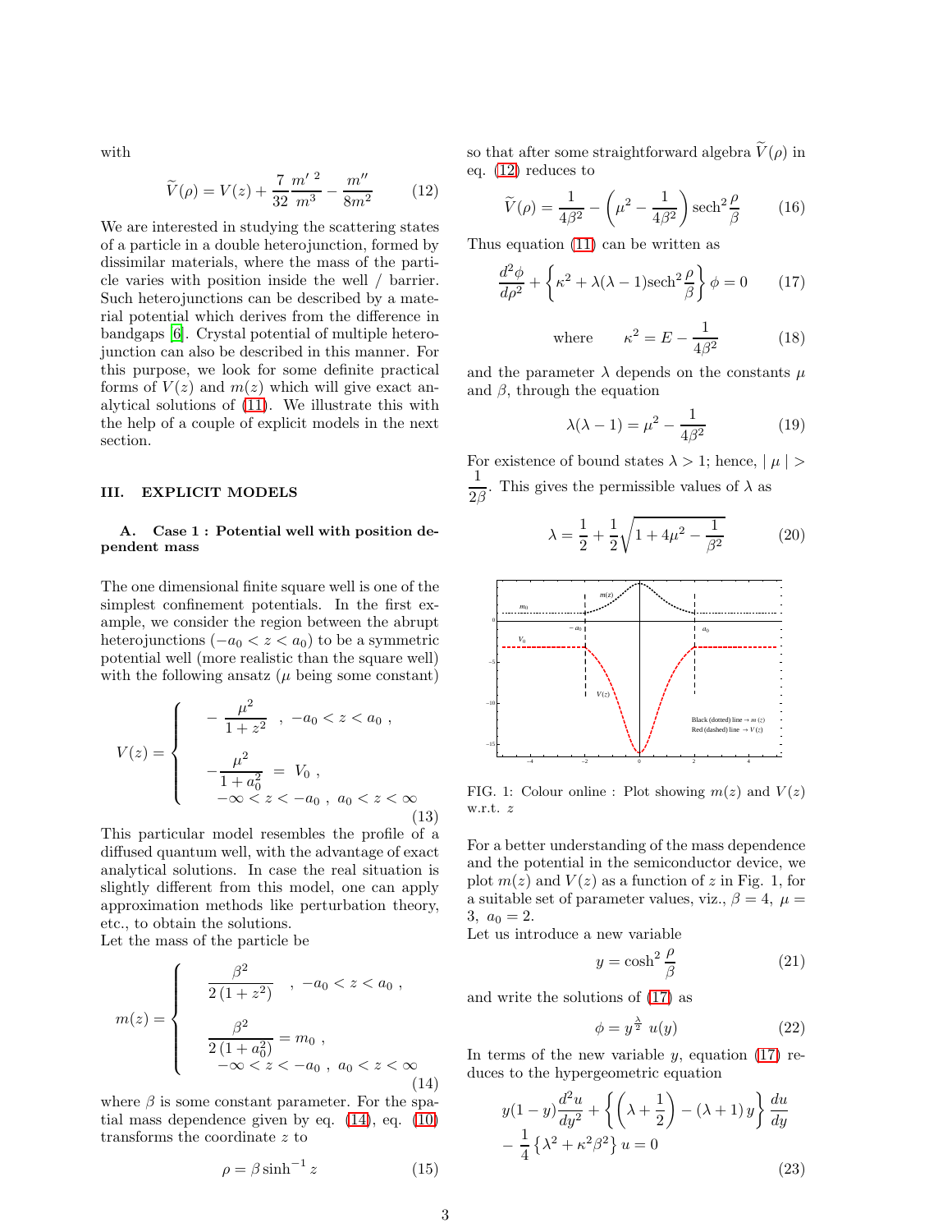with

$$\widetilde{V}(\rho) = V(z) + \frac{7}{32}\frac{m'^{\,2}}{m^3} - \frac{m''}{8m^2} \qquad (12)$$

We are interested in studying the scattering states of a particle in a double heterojunction, formed by dissimilar materials, where the mass of the particle varies with position inside the well / barrier. Such heterojunctions can be described by a material potential which derives from the difference in bandgaps [6]. Crystal potential of multiple heterojunction can also be described in this manner. For this purpose, we look for some definite practical forms of $V(z)$ and $m(z)$ which will give exact analytical solutions of (11). We illustrate this with the help of a couple of explicit models in the next section.

## III. EXPLICIT MODELS

### A. Case 1 : Potential well with position dependent mass

The one dimensional finite square well is one of the simplest confinement potentials. In the first example, we consider the region between the abrupt heterojunctions ($-a_0 < z < a_0$) to be a symmetric potential well (more realistic than the square well) with the following ansatz ($\mu$ being some constant)

$$V(z) = \begin{cases} -\dfrac{\mu^2}{1+z^2} \;\;, \; -a_0 < z < a_0 \;, \\[2ex] -\dfrac{\mu^2}{1+a_0^2} \;=\; V_0 \;, \\ \quad -\infty < z < -a_0 \;,\; a_0 < z < \infty \end{cases} \qquad (13)$$

This particular model resembles the profile of a diffused quantum well, with the advantage of exact analytical solutions. In case the real situation is slightly different from this model, one can apply approximation methods like perturbation theory, etc., to obtain the solutions.
Let the mass of the particle be

$$m(z) = \begin{cases} \dfrac{\beta^2}{2\,(1+z^2)} \;\;, \; -a_0 < z < a_0 \;, \\[2ex] \dfrac{\beta^2}{2\,(1+a_0^2)} = m_0 \;, \\ \quad -\infty < z < -a_0 \;,\; a_0 < z < \infty \end{cases} \qquad (14)$$

where $\beta$ is some constant parameter. For the spatial mass dependence given by eq. (14), eq. (10) transforms the coordinate $z$ to

$$\rho = \beta \sinh^{-1} z \qquad (15)$$

so that after some straightforward algebra $\widetilde{V}(\rho)$ in eq. (12) reduces to

$$\widetilde{V}(\rho) = \frac{1}{4\beta^2} - \left(\mu^2 - \frac{1}{4\beta^2}\right)\mathrm{sech}^2\frac{\rho}{\beta} \qquad (16)$$

Thus equation (11) can be written as

$$\frac{d^2\phi}{d\rho^2} + \left\{\kappa^2 + \lambda(\lambda-1)\mathrm{sech}^2\frac{\rho}{\beta}\right\}\phi = 0 \qquad (17)$$

$$\text{where} \qquad \kappa^2 = E - \frac{1}{4\beta^2} \qquad (18)$$

and the parameter $\lambda$ depends on the constants $\mu$ and $\beta$, through the equation

$$\lambda(\lambda-1) = \mu^2 - \frac{1}{4\beta^2} \qquad (19)$$

For existence of bound states $\lambda > 1$; hence, $\mid \mu \mid > \dfrac{1}{2\beta}$. This gives the permissible values of $\lambda$ as

$$\lambda = \frac{1}{2} + \frac{1}{2}\sqrt{1 + 4\mu^2 - \frac{1}{\beta^2}} \qquad (20)$$

FIG. 1: Colour online : Plot showing $m(z)$ and $V(z)$ w.r.t. $z$

For a better understanding of the mass dependence and the potential in the semiconductor device, we plot $m(z)$ and $V(z)$ as a function of $z$ in Fig. 1, for a suitable set of parameter values, viz., $\beta = 4,\ \mu = 3,\ a_0 = 2$.
Let us introduce a new variable

$$y = \cosh^2\frac{\rho}{\beta} \qquad (21)$$

and write the solutions of (17) as

$$\phi = y^{\frac{\lambda}{2}}\ u(y) \qquad (22)$$

In terms of the new variable $y$, equation (17) reduces to the hypergeometric equation

$$y(1-y)\frac{d^2u}{dy^2} + \left\{\left(\lambda + \frac{1}{2}\right) - (\lambda+1)\,y\right\}\frac{du}{dy} - \frac{1}{4}\left\{\lambda^2 + \kappa^2\beta^2\right\}u = 0 \qquad (23)$$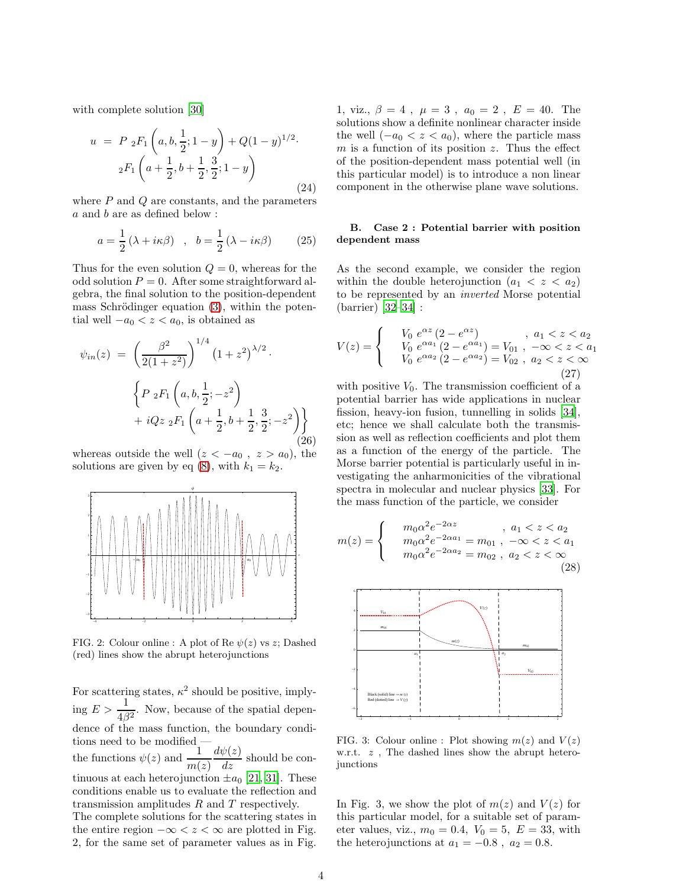with complete solution [30]

$$u = P\ {}_2F_1\left(a, b, \frac{1}{2}; 1-y\right) + Q(1-y)^{1/2} \cdot {}_2F_1\left(a+\frac{1}{2}, b+\frac{1}{2}, \frac{3}{2}; 1-y\right) \tag{24}$$

where $P$ and $Q$ are constants, and the parameters $a$ and $b$ are as defined below :

$$a = \frac{1}{2}\left(\lambda + i\kappa\beta\right) \quad , \quad b = \frac{1}{2}\left(\lambda - i\kappa\beta\right) \tag{25}$$

Thus for the even solution $Q = 0$, whereas for the odd solution $P = 0$. After some straightforward algebra, the final solution to the position-dependent mass Schrödinger equation (3), within the potential well $-a_0 < z < a_0$, is obtained as

$$\psi_{in}(z) = \left(\frac{\beta^2}{2(1+z^2)}\right)^{1/4}\left(1+z^2\right)^{\lambda/2} \cdot \left\{P\ {}_2F_1\left(a, b, \frac{1}{2}; -z^2\right) + iQz\ {}_2F_1\left(a+\frac{1}{2}, b+\frac{1}{2}, \frac{3}{2}; -z^2\right)\right\} \tag{26}$$

whereas outside the well ($z < -a_0$ , $z > a_0$), the solutions are given by eq (8), with $k_1 = k_2$.

FIG. 2: Colour online : A plot of Re $\psi(z)$ vs $z$; Dashed (red) lines show the abrupt heterojunctions

For scattering states, $\kappa^2$ should be positive, implying $E > \dfrac{1}{4\beta^2}$. Now, because of the spatial dependence of the mass function, the boundary conditions need to be modified — the functions $\psi(z)$ and $\dfrac{1}{m(z)}\dfrac{d\psi(z)}{dz}$ should be continuous at each heterojunction $\pm a_0$ [21, 31]. These conditions enable us to evaluate the reflection and transmission amplitudes $R$ and $T$ respectively.
The complete solutions for the scattering states in the entire region $-\infty < z < \infty$ are plotted in Fig. 2, for the same set of parameter values as in Fig. 1, viz., $\beta = 4$ , $\mu = 3$ , $a_0 = 2$ , $E = 40$. The solutions show a definite nonlinear character inside the well ($-a_0 < z < a_0$), where the particle mass $m$ is a function of its position $z$. Thus the effect of the position-dependent mass potential well (in this particular model) is to introduce a non linear component in the otherwise plane wave solutions.

### B. Case 2 : Potential barrier with position dependent mass

As the second example, we consider the region within the double heterojunction ($a_1 < z < a_2$) to be represented by an *inverted* Morse potential (barrier) [32–34] :

$$V(z) = \begin{cases} V_0\ e^{\alpha z}\left(2 - e^{\alpha z}\right) & ,\ a_1 < z < a_2 \\ V_0\ e^{\alpha a_1}\left(2 - e^{\alpha a_1}\right) = V_{01} & ,\ -\infty < z < a_1 \\ V_0\ e^{\alpha a_2}\left(2 - e^{\alpha a_2}\right) = V_{02} & ,\ a_2 < z < \infty \end{cases} \tag{27}$$

with positive $V_0$. The transmission coefficient of a potential barrier has wide applications in nuclear fission, heavy-ion fusion, tunnelling in solids [34], etc; hence we shall calculate both the transmission as well as reflection coefficients and plot them as a function of the energy of the particle. The Morse barrier potential is particularly useful in investigating the anharmonicities of the vibrational spectra in molecular and nuclear physics [33]. For the mass function of the particle, we consider

$$m(z) = \begin{cases} m_0\alpha^2 e^{-2\alpha z} & ,\ a_1 < z < a_2 \\ m_0\alpha^2 e^{-2\alpha a_1} = m_{01} & ,\ -\infty < z < a_1 \\ m_0\alpha^2 e^{-2\alpha a_2} = m_{02} & ,\ a_2 < z < \infty \end{cases} \tag{28}$$

FIG. 3: Colour online : Plot showing $m(z)$ and $V(z)$ w.r.t. $z$ , The dashed lines show the abrupt heterojunctions

In Fig. 3, we show the plot of $m(z)$ and $V(z)$ for this particular model, for a suitable set of parameter values, viz., $m_0 = 0.4$, $V_0 = 5$, $E = 33$, with the heterojunctions at $a_1 = -0.8$ , $a_2 = 0.8$.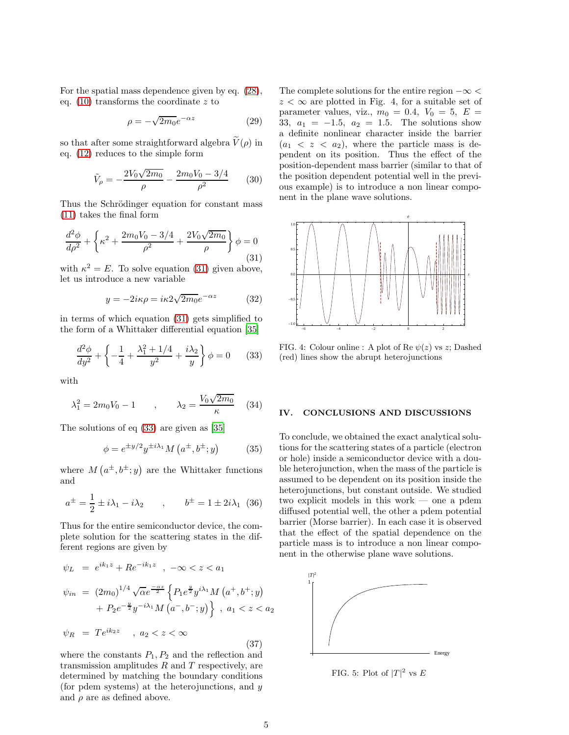For the spatial mass dependence given by eq. (28), eq. (10) transforms the coordinate $z$ to

$$\rho = -\sqrt{2m_0}e^{-\alpha z} \tag{29}$$

so that after some straightforward algebra $\widetilde{V}(\rho)$ in eq. (12) reduces to the simple form

$$\tilde{V}_\rho = -\frac{2V_0\sqrt{2m_0}}{\rho} - \frac{2m_0V_0 - 3/4}{\rho^2} \tag{30}$$

Thus the Schrödinger equation for constant mass (11) takes the final form

$$\frac{d^2\phi}{d\rho^2} + \left\{\kappa^2 + \frac{2m_0V_0 - 3/4}{\rho^2} + \frac{2V_0\sqrt{2m_0}}{\rho}\right\}\phi = 0 \tag{31}$$

with $\kappa^2 = E$. To solve equation (31) given above, let us introduce a new variable

$$y = -2i\kappa\rho = i\kappa 2\sqrt{2m_0}e^{-\alpha z} \tag{32}$$

in terms of which equation (31) gets simplified to the form of a Whittaker differential equation [35]

$$\frac{d^2\phi}{dy^2} + \left\{-\frac{1}{4} + \frac{\lambda_1^2 + 1/4}{y^2} + \frac{i\lambda_2}{y}\right\}\phi = 0 \tag{33}$$

with

$$\lambda_1^2 = 2m_0V_0 - 1 \qquad , \qquad \lambda_2 = \frac{V_0\sqrt{2m_0}}{\kappa} \tag{34}$$

The solutions of eq (33) are given as [35]

$$\phi = e^{\pm y/2}y^{\pm i\lambda_1}M\left(a^\pm, b^\pm; y\right) \tag{35}$$

where $M\left(a^\pm, b^\pm; y\right)$ are the Whittaker functions and

$$a^\pm = \frac{1}{2} \pm i\lambda_1 - i\lambda_2 \qquad , \qquad b^\pm = 1 \pm 2i\lambda_1 \tag{36}$$

Thus for the entire semiconductor device, the complete solution for the scattering states in the different regions are given by

$$\begin{aligned}
\psi_L &= e^{ik_1 z} + Re^{-ik_1 z} \quad , \ -\infty < z < a_1 \\
\psi_{in} &= (2m_0)^{1/4}\sqrt{\alpha}e^{\frac{-\alpha z}{2}}\left\{P_1 e^{\frac{y}{2}}y^{i\lambda_1}M\left(a^+, b^+; y\right)\right. \\
&\quad \left. + P_2 e^{-\frac{y}{2}}y^{-i\lambda_1}M\left(a^-, b^-; y\right)\right\} \ , \ a_1 < z < a_2 \\
\psi_R &= Te^{ik_2 z} \quad , \ a_2 < z < \infty
\end{aligned} \tag{37}$$

where the constants $P_1, P_2$ and the reflection and transmission amplitudes $R$ and $T$ respectively, are determined by matching the boundary conditions (for pdem systems) at the heterojunctions, and $y$ and $\rho$ are as defined above.

The complete solutions for the entire region $-\infty < z < \infty$ are plotted in Fig. 4, for a suitable set of parameter values, viz., $m_0 = 0.4$, $V_0 = 5$, $E = 33$, $a_1 = -1.5$, $a_2 = 1.5$. The solutions show a definite nonlinear character inside the barrier ($a_1 < z < a_2$), where the particle mass is dependent on its position. Thus the effect of the position-dependent mass barrier (similar to that of the position dependent potential well in the previous example) is to introduce a non linear component in the plane wave solutions.

FIG. 4: Colour online : A plot of Re $\psi(z)$ vs $z$; Dashed (red) lines show the abrupt heterojunctions

## IV. CONCLUSIONS AND DISCUSSIONS

To conclude, we obtained the exact analytical solutions for the scattering states of a particle (electron or hole) inside a semiconductor device with a double heterojunction, when the mass of the particle is assumed to be dependent on its position inside the heterojunctions, but constant outside. We studied two explicit models in this work — one a pdem diffused potential well, the other a pdem potential barrier (Morse barrier). In each case it is observed that the effect of the spatial dependence on the particle mass is to introduce a non linear component in the otherwise plane wave solutions.

FIG. 5: Plot of $|T|^2$ vs $E$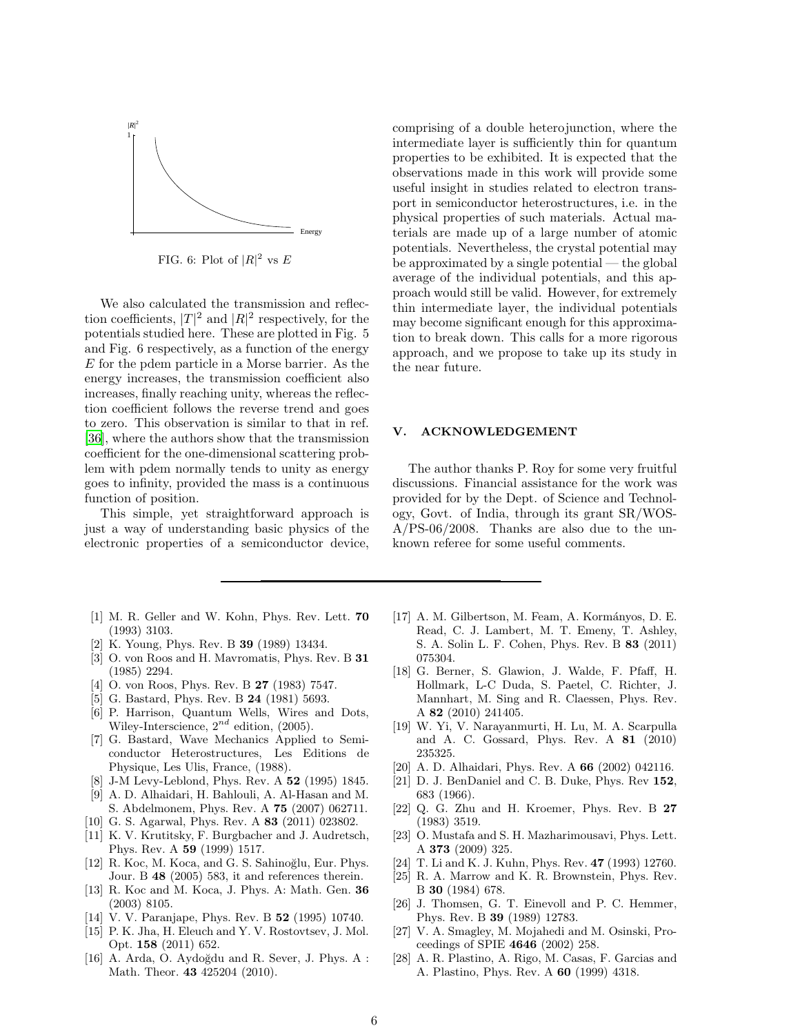FIG. 6: Plot of $|R|^2$ vs $E$

We also calculated the transmission and reflection coefficients, $|T|^2$ and $|R|^2$ respectively, for the potentials studied here. These are plotted in Fig. 5 and Fig. 6 respectively, as a function of the energy $E$ for the pdem particle in a Morse barrier. As the energy increases, the transmission coefficient also increases, finally reaching unity, whereas the reflection coefficient follows the reverse trend and goes to zero. This observation is similar to that in ref. [36], where the authors show that the transmission coefficient for the one-dimensional scattering problem with pdem normally tends to unity as energy goes to infinity, provided the mass is a continuous function of position.

This simple, yet straightforward approach is just a way of understanding basic physics of the electronic properties of a semiconductor device, comprising of a double heterojunction, where the intermediate layer is sufficiently thin for quantum properties to be exhibited. It is expected that the observations made in this work will provide some useful insight in studies related to electron transport in semiconductor heterostructures, i.e. in the physical properties of such materials. Actual materials are made up of a large number of atomic potentials. Nevertheless, the crystal potential may be approximated by a single potential — the global average of the individual potentials, and this approach would still be valid. However, for extremely thin intermediate layer, the individual potentials may become significant enough for this approximation to break down. This calls for a more rigorous approach, and we propose to take up its study in the near future.

## V. ACKNOWLEDGEMENT

The author thanks P. Roy for some very fruitful discussions. Financial assistance for the work was provided for by the Dept. of Science and Technology, Govt. of India, through its grant SR/WOS-A/PS-06/2008. Thanks are also due to the unknown referee for some useful comments.

---

[1] M. R. Geller and W. Kohn, Phys. Rev. Lett. **70** (1993) 3103.
[2] K. Young, Phys. Rev. B **39** (1989) 13434.
[3] O. von Roos and H. Mavromatis, Phys. Rev. B **31** (1985) 2294.
[4] O. von Roos, Phys. Rev. B **27** (1983) 7547.
[5] G. Bastard, Phys. Rev. B **24** (1981) 5693.
[6] P. Harrison, Quantum Wells, Wires and Dots, Wiley-Interscience, $2^{nd}$ edition, (2005).
[7] G. Bastard, Wave Mechanics Applied to Semiconductor Heterostructures, Les Editions de Physique, Les Ulis, France, (1988).
[8] J-M Levy-Leblond, Phys. Rev. A **52** (1995) 1845.
[9] A. D. Alhaidari, H. Bahlouli, A. Al-Hasan and M. S. Abdelmonem, Phys. Rev. A **75** (2007) 062711.
[10] G. S. Agarwal, Phys. Rev. A **83** (2011) 023802.
[11] K. V. Krutitsky, F. Burgbacher and J. Audretsch, Phys. Rev. A **59** (1999) 1517.
[12] R. Koc, M. Koca, and G. S. Sahinoğlu, Eur. Phys. Jour. B **48** (2005) 583, it and references therein.
[13] R. Koc and M. Koca, J. Phys. A: Math. Gen. **36** (2003) 8105.
[14] V. V. Paranjape, Phys. Rev. B **52** (1995) 10740.
[15] P. K. Jha, H. Eleuch and Y. V. Rostovtsev, J. Mol. Opt. **158** (2011) 652.
[16] A. Arda, O. Aydoğdu and R. Sever, J. Phys. A : Math. Theor. **43** 425204 (2010).
[17] A. M. Gilbertson, M. Feam, A. Kormányos, D. E. Read, C. J. Lambert, M. T. Emeny, T. Ashley, S. A. Solin L. F. Cohen, Phys. Rev. B **83** (2011) 075304.
[18] G. Berner, S. Glawion, J. Walde, F. Pfaff, H. Hollmark, L-C Duda, S. Paetel, C. Richter, J. Mannhart, M. Sing and R. Claessen, Phys. Rev. A **82** (2010) 241405.
[19] W. Yi, V. Narayanmurti, H. Lu, M. A. Scarpulla and A. C. Gossard, Phys. Rev. A **81** (2010) 235325.
[20] A. D. Alhaidari, Phys. Rev. A **66** (2002) 042116.
[21] D. J. BenDaniel and C. B. Duke, Phys. Rev **152**, 683 (1966).
[22] Q. G. Zhu and H. Kroemer, Phys. Rev. B **27** (1983) 3519.
[23] O. Mustafa and S. H. Mazharimousavi, Phys. Lett. A **373** (2009) 325.
[24] T. Li and K. J. Kuhn, Phys. Rev. **47** (1993) 12760.
[25] R. A. Marrow and K. R. Brownstein, Phys. Rev. B **30** (1984) 678.
[26] J. Thomsen, G. T. Einevoll and P. C. Hemmer, Phys. Rev. B **39** (1989) 12783.
[27] V. A. Smagley, M. Mojahedi and M. Osinski, Proceedings of SPIE **4646** (2002) 258.
[28] A. R. Plastino, A. Rigo, M. Casas, F. Garcias and A. Plastino, Phys. Rev. A **60** (1999) 4318.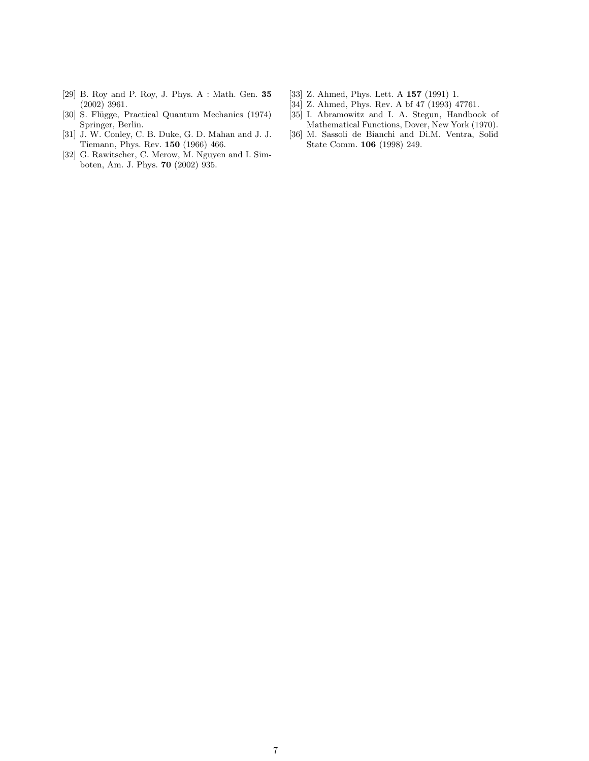[29] B. Roy and P. Roy, J. Phys. A : Math. Gen. **35** (2002) 3961.

[30] S. Flügge, Practical Quantum Mechanics (1974) Springer, Berlin.

[31] J. W. Conley, C. B. Duke, G. D. Mahan and J. J. Tiemann, Phys. Rev. **150** (1966) 466.

[32] G. Rawitscher, C. Merow, M. Nguyen and I. Simboten, Am. J. Phys. **70** (2002) 935.

[33] Z. Ahmed, Phys. Lett. A **157** (1991) 1.

[34] Z. Ahmed, Phys. Rev. A bf 47 (1993) 47761.

[35] I. Abramowitz and I. A. Stegun, Handbook of Mathematical Functions, Dover, New York (1970).

[36] M. Sassoli de Bianchi and Di.M. Ventra, Solid State Comm. **106** (1998) 249.